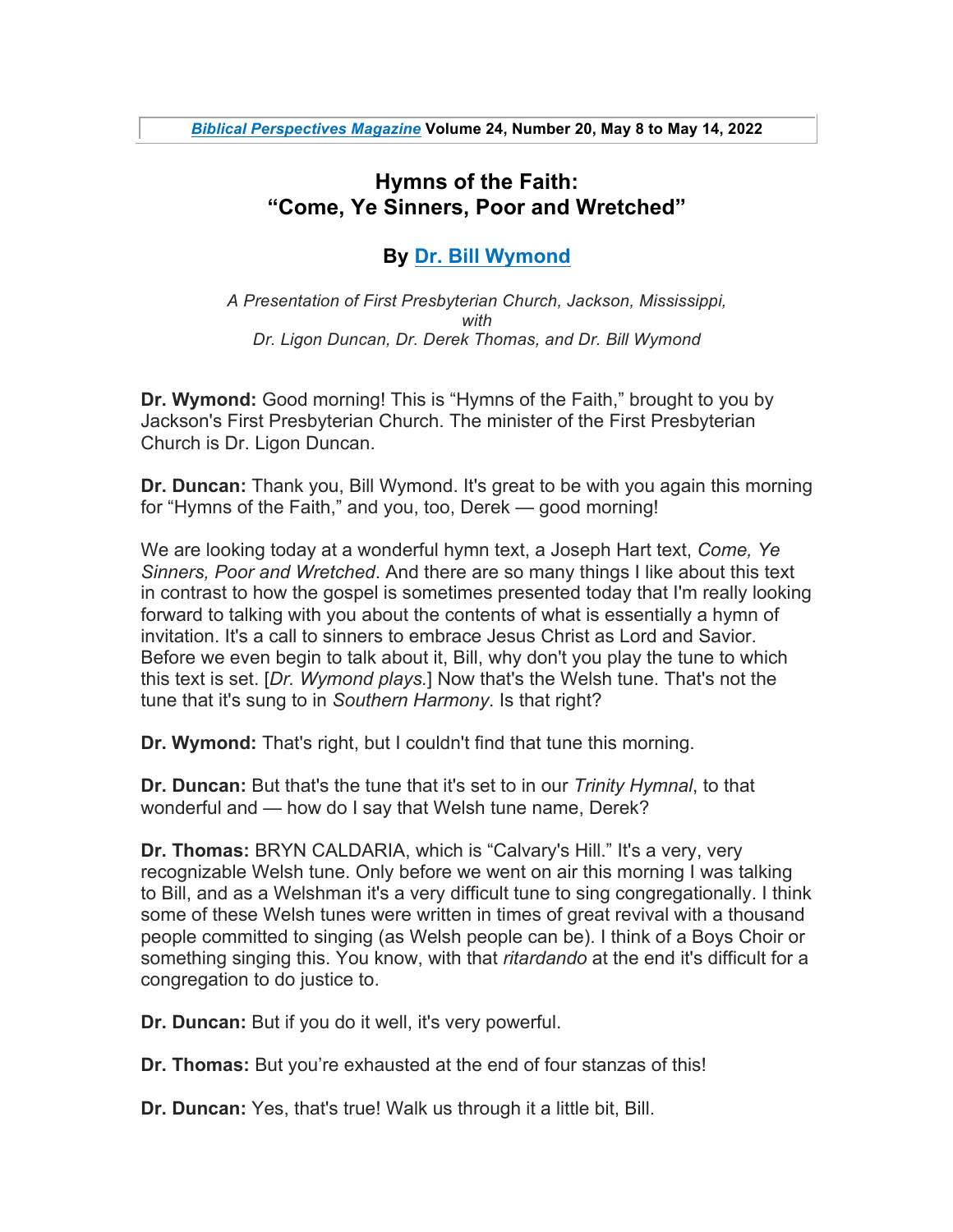*Biblical Perspectives Magazine* **Volume 24, Number 20, May 8 to May 14, 2022**

# Hymns of the Faith: "Come, Ye Sinners, Poor and Wretched"

## By Dr. Bill Wymond

*A Presentation of First Presbyterian Church, Jackson, Mississippi, with Dr. Ligon Duncan, Dr. Derek Thomas, and Dr. Bill Wymond*

**Dr. Wymond:** Good morning! This is "Hymns of the Faith," brought to you by Jackson's First Presbyterian Church. The minister of the First Presbyterian Church is Dr. Ligon Duncan.

**Dr. Duncan:** Thank you, Bill Wymond. It's great to be with you again this morning for "Hymns of the Faith," and you, too, Derek — good morning!

We are looking today at a wonderful hymn text, a Joseph Hart text, *Come, Ye Sinners, Poor and Wretched*. And there are so many things I like about this text in contrast to how the gospel is sometimes presented today that I'm really looking forward to talking with you about the contents of what is essentially a hymn of invitation. It's a call to sinners to embrace Jesus Christ as Lord and Savior. Before we even begin to talk about it, Bill, why don't you play the tune to which this text is set. [*Dr. Wymond plays.*] Now that's the Welsh tune. That's not the tune that it's sung to in *Southern Harmony*. Is that right?

**Dr. Wymond:** That's right, but I couldn't find that tune this morning.

**Dr. Duncan:** But that's the tune that it's set to in our *Trinity Hymnal*, to that wonderful and — how do I say that Welsh tune name, Derek?

**Dr. Thomas:** BRYN CALDARIA, which is "Calvary's Hill." It's a very, very recognizable Welsh tune. Only before we went on air this morning I was talking to Bill, and as a Welshman it's a very difficult tune to sing congregationally. I think some of these Welsh tunes were written in times of great revival with a thousand people committed to singing (as Welsh people can be). I think of a Boys Choir or something singing this. You know, with that *ritardando* at the end it's difficult for a congregation to do justice to.

**Dr. Duncan:** But if you do it well, it's very powerful.

**Dr. Thomas:** But you're exhausted at the end of four stanzas of this!

**Dr. Duncan:** Yes, that's true! Walk us through it a little bit, Bill.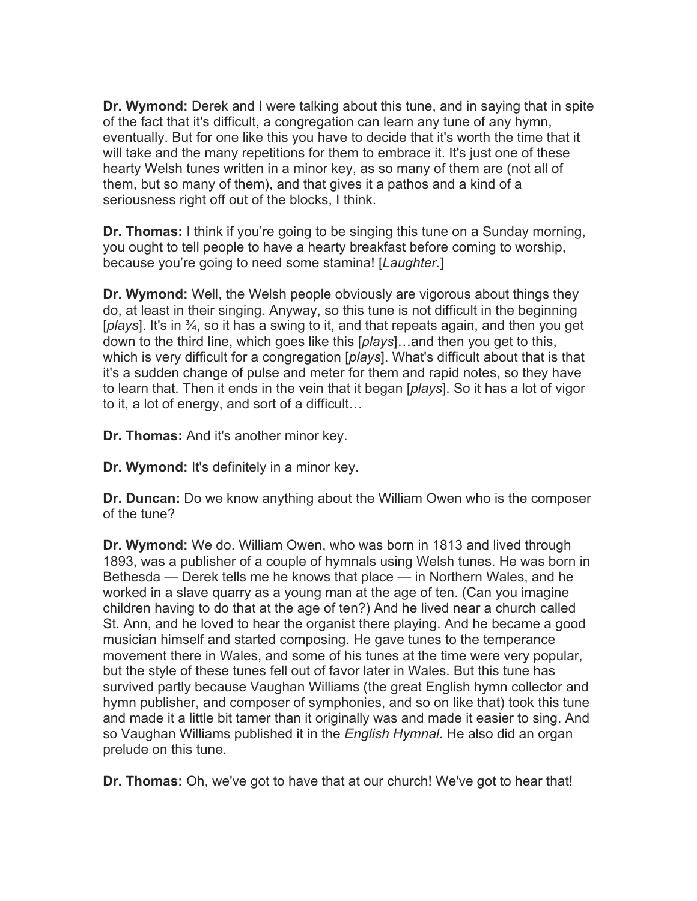**Dr. Wymond:** Derek and I were talking about this tune, and in saying that in spite of the fact that it's difficult, a congregation can learn any tune of any hymn, eventually. But for one like this you have to decide that it's worth the time that it will take and the many repetitions for them to embrace it. It's just one of these hearty Welsh tunes written in a minor key, as so many of them are (not all of them, but so many of them), and that gives it a pathos and a kind of a seriousness right off out of the blocks, I think.

**Dr. Thomas:** I think if you're going to be singing this tune on a Sunday morning, you ought to tell people to have a hearty breakfast before coming to worship, because you're going to need some stamina! [*Laughter.*]

**Dr. Wymond:** Well, the Welsh people obviously are vigorous about things they do, at least in their singing. Anyway, so this tune is not difficult in the beginning [*plays*]. It's in ¾, so it has a swing to it, and that repeats again, and then you get down to the third line, which goes like this [*plays*]…and then you get to this, which is very difficult for a congregation [*plays*]. What's difficult about that is that it's a sudden change of pulse and meter for them and rapid notes, so they have to learn that. Then it ends in the vein that it began [*plays*]. So it has a lot of vigor to it, a lot of energy, and sort of a difficult…

**Dr. Thomas:** And it's another minor key.

**Dr. Wymond:** It's definitely in a minor key.

**Dr. Duncan:** Do we know anything about the William Owen who is the composer of the tune?

**Dr. Wymond:** We do. William Owen, who was born in 1813 and lived through 1893, was a publisher of a couple of hymnals using Welsh tunes. He was born in Bethesda — Derek tells me he knows that place — in Northern Wales, and he worked in a slave quarry as a young man at the age of ten. (Can you imagine children having to do that at the age of ten?) And he lived near a church called St. Ann, and he loved to hear the organist there playing. And he became a good musician himself and started composing. He gave tunes to the temperance movement there in Wales, and some of his tunes at the time were very popular, but the style of these tunes fell out of favor later in Wales. But this tune has survived partly because Vaughan Williams (the great English hymn collector and hymn publisher, and composer of symphonies, and so on like that) took this tune and made it a little bit tamer than it originally was and made it easier to sing. And so Vaughan Williams published it in the *English Hymnal*. He also did an organ prelude on this tune.

**Dr. Thomas:** Oh, we've got to have that at our church! We've got to hear that!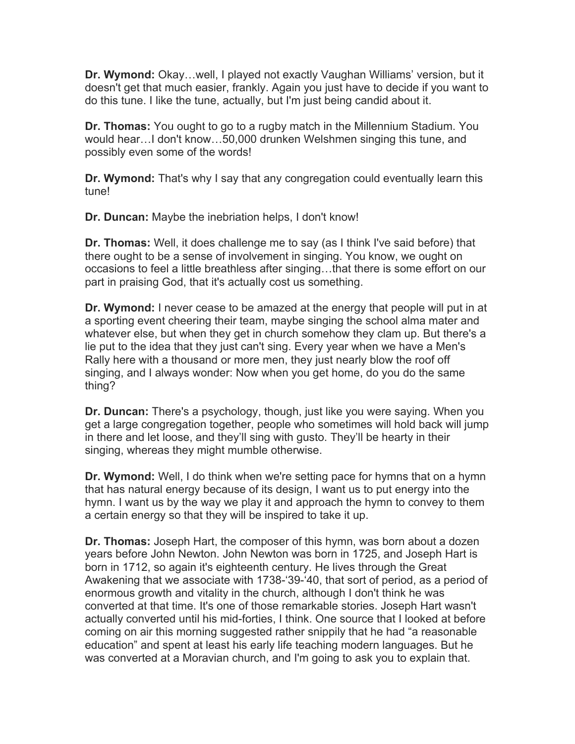**Dr. Wymond:** Okay…well, I played not exactly Vaughan Williams' version, but it doesn't get that much easier, frankly. Again you just have to decide if you want to do this tune. I like the tune, actually, but I'm just being candid about it.

**Dr. Thomas:** You ought to go to a rugby match in the Millennium Stadium. You would hear…I don't know…50,000 drunken Welshmen singing this tune, and possibly even some of the words!

**Dr. Wymond:** That's why I say that any congregation could eventually learn this tune!

**Dr. Duncan:** Maybe the inebriation helps, I don't know!

**Dr. Thomas:** Well, it does challenge me to say (as I think I've said before) that there ought to be a sense of involvement in singing. You know, we ought on occasions to feel a little breathless after singing…that there is some effort on our part in praising God, that it's actually cost us something.

**Dr. Wymond:** I never cease to be amazed at the energy that people will put in at a sporting event cheering their team, maybe singing the school alma mater and whatever else, but when they get in church somehow they clam up. But there's a lie put to the idea that they just can't sing. Every year when we have a Men's Rally here with a thousand or more men, they just nearly blow the roof off singing, and I always wonder: Now when you get home, do you do the same thing?

**Dr. Duncan:** There's a psychology, though, just like you were saying. When you get a large congregation together, people who sometimes will hold back will jump in there and let loose, and they'll sing with gusto. They'll be hearty in their singing, whereas they might mumble otherwise.

**Dr. Wymond:** Well, I do think when we're setting pace for hymns that on a hymn that has natural energy because of its design, I want us to put energy into the hymn. I want us by the way we play it and approach the hymn to convey to them a certain energy so that they will be inspired to take it up.

**Dr. Thomas:** Joseph Hart, the composer of this hymn, was born about a dozen years before John Newton. John Newton was born in 1725, and Joseph Hart is born in 1712, so again it's eighteenth century. He lives through the Great Awakening that we associate with 1738-'39-'40, that sort of period, as a period of enormous growth and vitality in the church, although I don't think he was converted at that time. It's one of those remarkable stories. Joseph Hart wasn't actually converted until his mid-forties, I think. One source that I looked at before coming on air this morning suggested rather snippily that he had "a reasonable education" and spent at least his early life teaching modern languages. But he was converted at a Moravian church, and I'm going to ask you to explain that.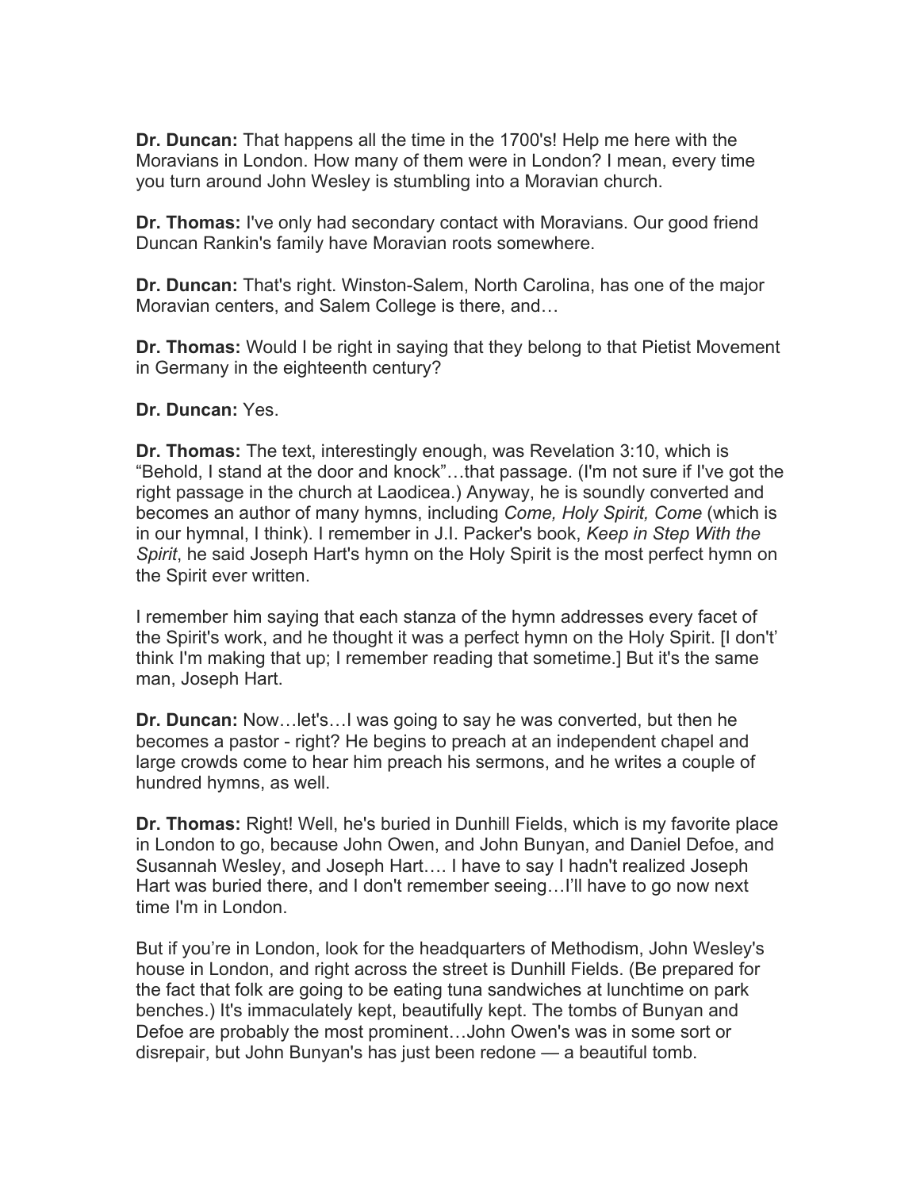**Dr. Duncan:** That happens all the time in the 1700's! Help me here with the Moravians in London. How many of them were in London? I mean, every time you turn around John Wesley is stumbling into a Moravian church.

**Dr. Thomas:** I've only had secondary contact with Moravians. Our good friend Duncan Rankin's family have Moravian roots somewhere.

**Dr. Duncan:** That's right. Winston-Salem, North Carolina, has one of the major Moravian centers, and Salem College is there, and…

**Dr. Thomas:** Would I be right in saying that they belong to that Pietist Movement in Germany in the eighteenth century?

**Dr. Duncan:** Yes.

**Dr. Thomas:** The text, interestingly enough, was Revelation 3:10, which is "Behold, I stand at the door and knock"…that passage. (I'm not sure if I've got the right passage in the church at Laodicea.) Anyway, he is soundly converted and becomes an author of many hymns, including *Come, Holy Spirit, Come* (which is in our hymnal, I think). I remember in J.I. Packer's book, *Keep in Step With the Spirit*, he said Joseph Hart's hymn on the Holy Spirit is the most perfect hymn on the Spirit ever written.

I remember him saying that each stanza of the hymn addresses every facet of the Spirit's work, and he thought it was a perfect hymn on the Holy Spirit. [I don't' think I'm making that up; I remember reading that sometime.] But it's the same man, Joseph Hart.

**Dr. Duncan:** Now…let's…I was going to say he was converted, but then he becomes a pastor - right? He begins to preach at an independent chapel and large crowds come to hear him preach his sermons, and he writes a couple of hundred hymns, as well.

**Dr. Thomas:** Right! Well, he's buried in Dunhill Fields, which is my favorite place in London to go, because John Owen, and John Bunyan, and Daniel Defoe, and Susannah Wesley, and Joseph Hart…. I have to say I hadn't realized Joseph Hart was buried there, and I don't remember seeing…I'll have to go now next time I'm in London.

But if you're in London, look for the headquarters of Methodism, John Wesley's house in London, and right across the street is Dunhill Fields. (Be prepared for the fact that folk are going to be eating tuna sandwiches at lunchtime on park benches.) It's immaculately kept, beautifully kept. The tombs of Bunyan and Defoe are probably the most prominent…John Owen's was in some sort or disrepair, but John Bunyan's has just been redone — a beautiful tomb.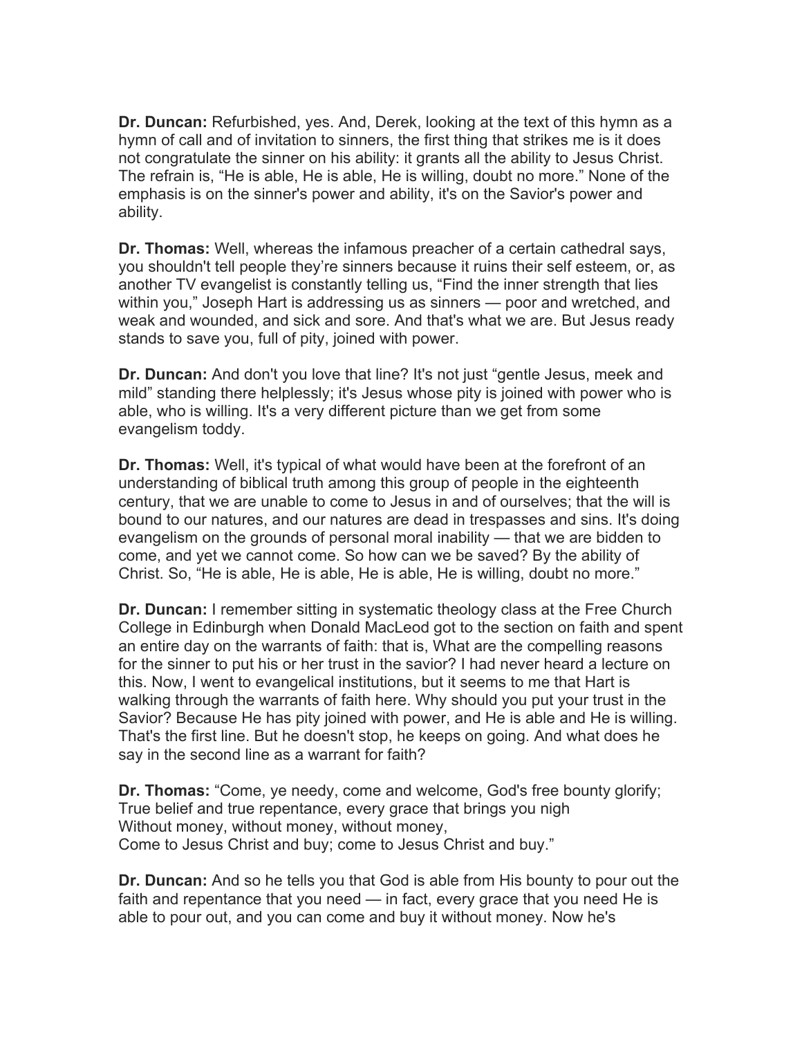**Dr. Duncan:** Refurbished, yes. And, Derek, looking at the text of this hymn as a hymn of call and of invitation to sinners, the first thing that strikes me is it does not congratulate the sinner on his ability: it grants all the ability to Jesus Christ. The refrain is, “He is able, He is able, He is willing, doubt no more.” None of the emphasis is on the sinner's power and ability, it's on the Savior's power and ability.

**Dr. Thomas:** Well, whereas the infamous preacher of a certain cathedral says, you shouldn't tell people they’re sinners because it ruins their self esteem, or, as another TV evangelist is constantly telling us, “Find the inner strength that lies within you,” Joseph Hart is addressing us as sinners — poor and wretched, and weak and wounded, and sick and sore. And that's what we are. But Jesus ready stands to save you, full of pity, joined with power.

**Dr. Duncan:** And don't you love that line? It's not just “gentle Jesus, meek and mild” standing there helplessly; it's Jesus whose pity is joined with power who is able, who is willing. It's a very different picture than we get from some evangelism toddy.

**Dr. Thomas:** Well, it's typical of what would have been at the forefront of an understanding of biblical truth among this group of people in the eighteenth century, that we are unable to come to Jesus in and of ourselves; that the will is bound to our natures, and our natures are dead in trespasses and sins. It's doing evangelism on the grounds of personal moral inability — that we are bidden to come, and yet we cannot come. So how can we be saved? By the ability of Christ. So, “He is able, He is able, He is able, He is willing, doubt no more.”

**Dr. Duncan:** I remember sitting in systematic theology class at the Free Church College in Edinburgh when Donald MacLeod got to the section on faith and spent an entire day on the warrants of faith: that is, What are the compelling reasons for the sinner to put his or her trust in the savior? I had never heard a lecture on this. Now, I went to evangelical institutions, but it seems to me that Hart is walking through the warrants of faith here. Why should you put your trust in the Savior? Because He has pity joined with power, and He is able and He is willing. That's the first line. But he doesn't stop, he keeps on going. And what does he say in the second line as a warrant for faith?

**Dr. Thomas:** “Come, ye needy, come and welcome, God's free bounty glorify;
True belief and true repentance, every grace that brings you nigh
Without money, without money, without money,
Come to Jesus Christ and buy; come to Jesus Christ and buy.”

**Dr. Duncan:** And so he tells you that God is able from His bounty to pour out the faith and repentance that you need — in fact, every grace that you need He is able to pour out, and you can come and buy it without money. Now he's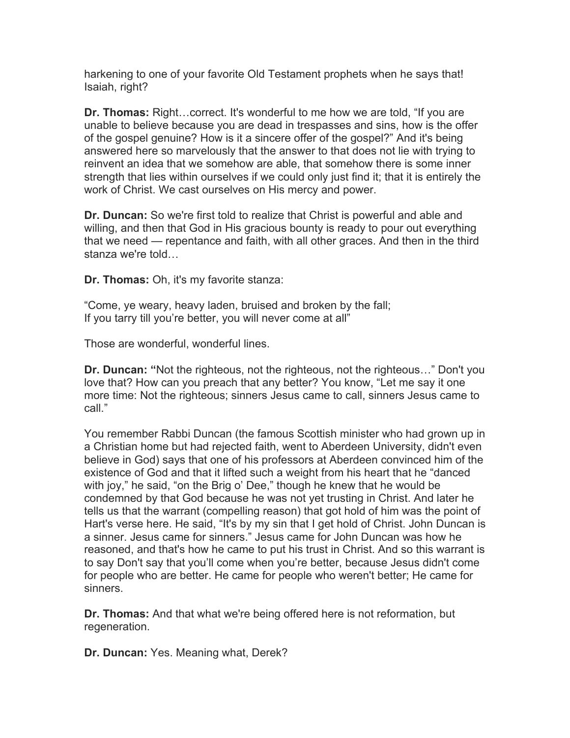harkening to one of your favorite Old Testament prophets when he says that! Isaiah, right?

**Dr. Thomas:** Right…correct. It's wonderful to me how we are told, "If you are unable to believe because you are dead in trespasses and sins, how is the offer of the gospel genuine? How is it a sincere offer of the gospel?" And it's being answered here so marvelously that the answer to that does not lie with trying to reinvent an idea that we somehow are able, that somehow there is some inner strength that lies within ourselves if we could only just find it; that it is entirely the work of Christ. We cast ourselves on His mercy and power.

**Dr. Duncan:** So we're first told to realize that Christ is powerful and able and willing, and then that God in His gracious bounty is ready to pour out everything that we need — repentance and faith, with all other graces. And then in the third stanza we're told…

**Dr. Thomas:** Oh, it's my favorite stanza:

"Come, ye weary, heavy laden, bruised and broken by the fall;
If you tarry till you're better, you will never come at all"

Those are wonderful, wonderful lines.

**Dr. Duncan: "**Not the righteous, not the righteous, not the righteous…" Don't you love that? How can you preach that any better? You know, "Let me say it one more time: Not the righteous; sinners Jesus came to call, sinners Jesus came to call."

You remember Rabbi Duncan (the famous Scottish minister who had grown up in a Christian home but had rejected faith, went to Aberdeen University, didn't even believe in God) says that one of his professors at Aberdeen convinced him of the existence of God and that it lifted such a weight from his heart that he "danced with joy," he said, "on the Brig o' Dee," though he knew that he would be condemned by that God because he was not yet trusting in Christ. And later he tells us that the warrant (compelling reason) that got hold of him was the point of Hart's verse here. He said, "It's by my sin that I get hold of Christ. John Duncan is a sinner. Jesus came for sinners." Jesus came for John Duncan was how he reasoned, and that's how he came to put his trust in Christ. And so this warrant is to say Don't say that you'll come when you're better, because Jesus didn't come for people who are better. He came for people who weren't better; He came for sinners.

**Dr. Thomas:** And that what we're being offered here is not reformation, but regeneration.

**Dr. Duncan:** Yes. Meaning what, Derek?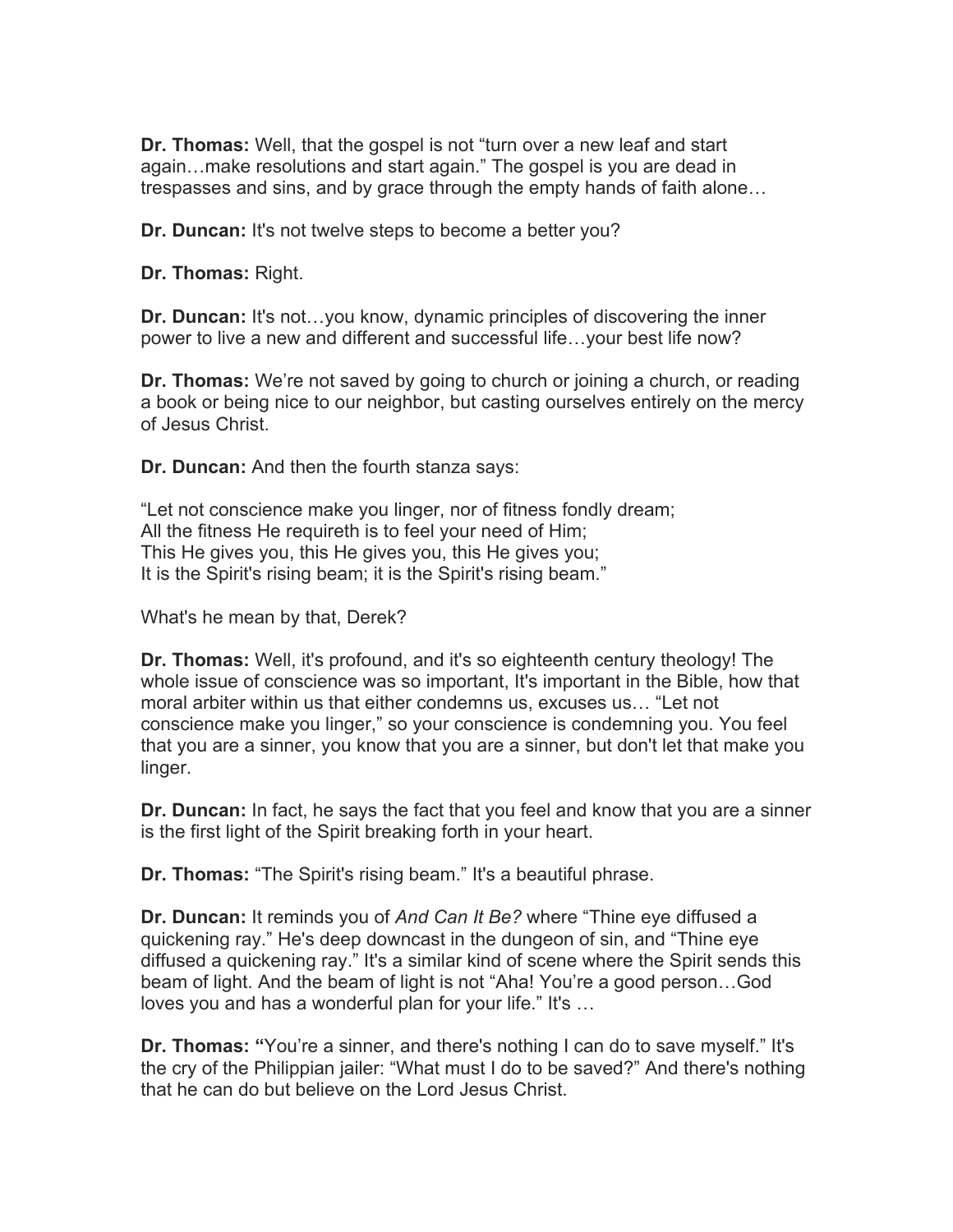**Dr. Thomas:** Well, that the gospel is not “turn over a new leaf and start again…make resolutions and start again.” The gospel is you are dead in trespasses and sins, and by grace through the empty hands of faith alone…

**Dr. Duncan:** It's not twelve steps to become a better you?

**Dr. Thomas:** Right.

**Dr. Duncan:** It's not…you know, dynamic principles of discovering the inner power to live a new and different and successful life…your best life now?

**Dr. Thomas:** We’re not saved by going to church or joining a church, or reading a book or being nice to our neighbor, but casting ourselves entirely on the mercy of Jesus Christ.

**Dr. Duncan:** And then the fourth stanza says:

“Let not conscience make you linger, nor of fitness fondly dream;
All the fitness He requireth is to feel your need of Him;
This He gives you, this He gives you, this He gives you;
It is the Spirit's rising beam; it is the Spirit's rising beam.”

What's he mean by that, Derek?

**Dr. Thomas:** Well, it's profound, and it's so eighteenth century theology! The whole issue of conscience was so important, It's important in the Bible, how that moral arbiter within us that either condemns us, excuses us… “Let not conscience make you linger,” so your conscience is condemning you. You feel that you are a sinner, you know that you are a sinner, but don't let that make you linger.

**Dr. Duncan:** In fact, he says the fact that you feel and know that you are a sinner is the first light of the Spirit breaking forth in your heart.

**Dr. Thomas:** “The Spirit's rising beam.” It's a beautiful phrase.

**Dr. Duncan:** It reminds you of *And Can It Be?* where “Thine eye diffused a quickening ray.” He's deep downcast in the dungeon of sin, and “Thine eye diffused a quickening ray.” It's a similar kind of scene where the Spirit sends this beam of light. And the beam of light is not “Aha! You’re a good person…God loves you and has a wonderful plan for your life.” It's …

**Dr. Thomas:** **“**You’re a sinner, and there's nothing I can do to save myself.” It's the cry of the Philippian jailer: “What must I do to be saved?” And there's nothing that he can do but believe on the Lord Jesus Christ.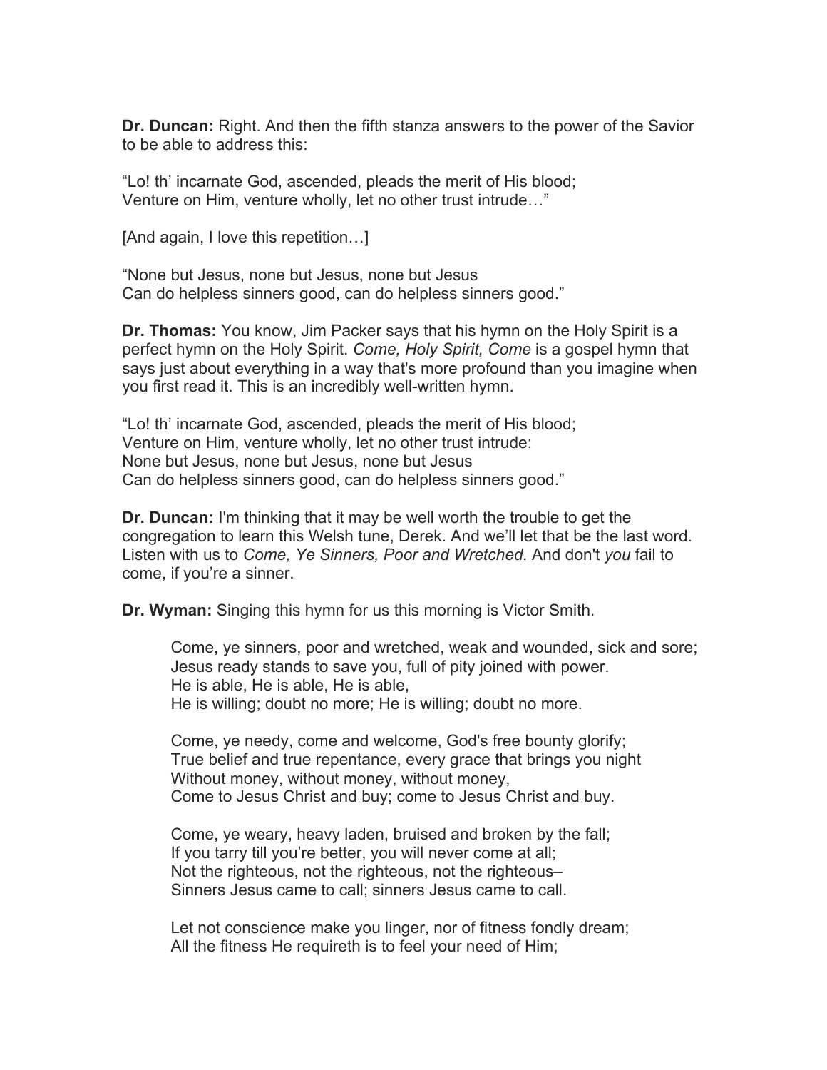**Dr. Duncan:** Right. And then the fifth stanza answers to the power of the Savior to be able to address this:

“Lo! th’ incarnate God, ascended, pleads the merit of His blood;
Venture on Him, venture wholly, let no other trust intrude…”

[And again, I love this repetition…]

“None but Jesus, none but Jesus, none but Jesus
Can do helpless sinners good, can do helpless sinners good.”

**Dr. Thomas:** You know, Jim Packer says that his hymn on the Holy Spirit is a perfect hymn on the Holy Spirit. *Come, Holy Spirit, Come* is a gospel hymn that says just about everything in a way that's more profound than you imagine when you first read it. This is an incredibly well-written hymn.

“Lo! th’ incarnate God, ascended, pleads the merit of His blood;
Venture on Him, venture wholly, let no other trust intrude:
None but Jesus, none but Jesus, none but Jesus
Can do helpless sinners good, can do helpless sinners good.”

**Dr. Duncan:** I'm thinking that it may be well worth the trouble to get the congregation to learn this Welsh tune, Derek. And we’ll let that be the last word. Listen with us to *Come, Ye Sinners, Poor and Wretched.* And don't *you* fail to come, if you’re a sinner.

**Dr. Wyman:** Singing this hymn for us this morning is Victor Smith.

> Come, ye sinners, poor and wretched, weak and wounded, sick and sore;
> Jesus ready stands to save you, full of pity joined with power.
> He is able, He is able, He is able,
> He is willing; doubt no more; He is willing; doubt no more.
>
> Come, ye needy, come and welcome, God's free bounty glorify;
> True belief and true repentance, every grace that brings you night
> Without money, without money, without money,
> Come to Jesus Christ and buy; come to Jesus Christ and buy.
>
> Come, ye weary, heavy laden, bruised and broken by the fall;
> If you tarry till you’re better, you will never come at all;
> Not the righteous, not the righteous, not the righteous–
> Sinners Jesus came to call; sinners Jesus came to call.
>
> Let not conscience make you linger, nor of fitness fondly dream;
> All the fitness He requireth is to feel your need of Him;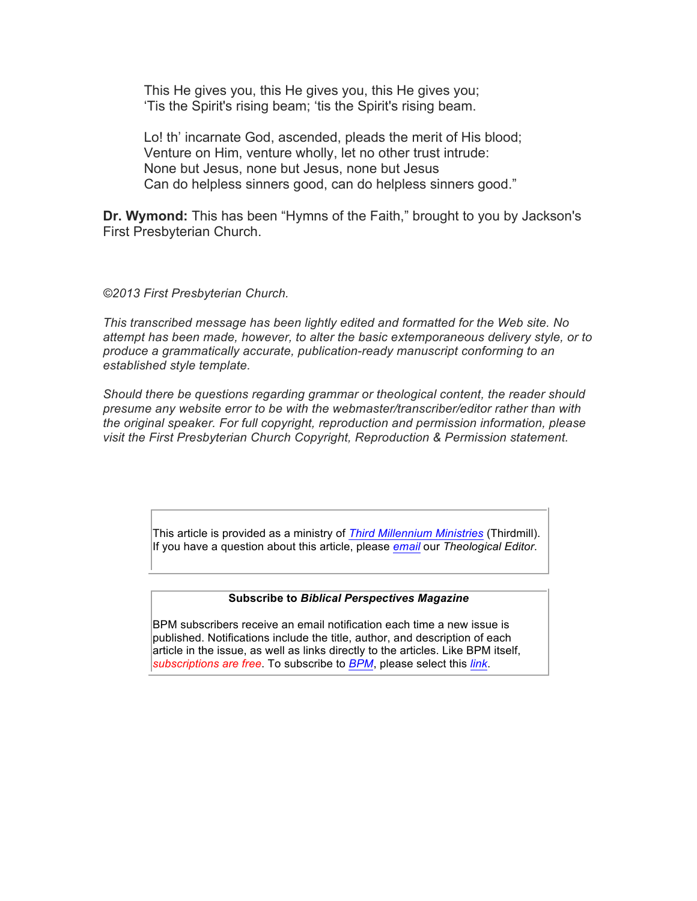This He gives you, this He gives you, this He gives you;
'Tis the Spirit's rising beam; 'tis the Spirit's rising beam.

Lo! th' incarnate God, ascended, pleads the merit of His blood;
Venture on Him, venture wholly, let no other trust intrude:
None but Jesus, none but Jesus, none but Jesus
Can do helpless sinners good, can do helpless sinners good."

**Dr. Wymond:** This has been "Hymns of the Faith," brought to you by Jackson's First Presbyterian Church.

*©2013 First Presbyterian Church.*

*This transcribed message has been lightly edited and formatted for the Web site. No attempt has been made, however, to alter the basic extemporaneous delivery style, or to produce a grammatically accurate, publication-ready manuscript conforming to an established style template.*

*Should there be questions regarding grammar or theological content, the reader should presume any website error to be with the webmaster/transcriber/editor rather than with the original speaker. For full copyright, reproduction and permission information, please visit the First Presbyterian Church Copyright, Reproduction & Permission statement.*

This article is provided as a ministry of *Third Millennium Ministries* (Thirdmill). If you have a question about this article, please *email* our *Theological Editor*.

**Subscribe to *Biblical Perspectives Magazine***

BPM subscribers receive an email notification each time a new issue is published. Notifications include the title, author, and description of each article in the issue, as well as links directly to the articles. Like BPM itself, *subscriptions are free*. To subscribe to *BPM*, please select this *link*.